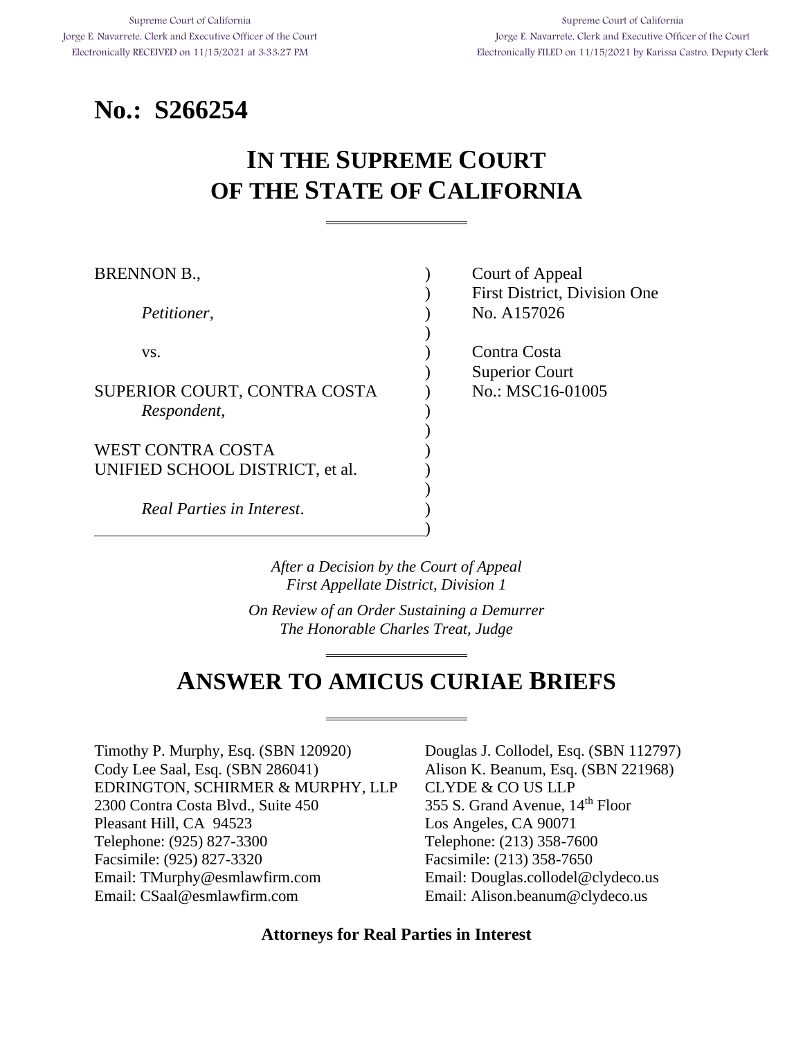Supreme Court of California
Jorge E. Navarrete, Clerk and Executive Officer of the Court
Electronically RECEIVED on 11/15/2021 at 3:33:27 PM

Supreme Court of California
Jorge E. Navarrete, Clerk and Executive Officer of the Court
Electronically FILED on 11/15/2021 by Karissa Castro, Deputy Clerk

# No.: S266254

# IN THE SUPREME COURT OF THE STATE OF CALIFORNIA

BRENNON B.,

*Petitioner*,

vs.

SUPERIOR COURT, CONTRA COSTA
*Respondent*,

WEST CONTRA COSTA UNIFIED SCHOOL DISTRICT, et al.

*Real Parties in Interest*.

Court of Appeal
First District, Division One
No. A157026

Contra Costa
Superior Court
No.: MSC16-01005

*After a Decision by the Court of Appeal*
*First Appellate District, Division 1*

*On Review of an Order Sustaining a Demurrer*
*The Honorable Charles Treat, Judge*

# ANSWER TO AMICUS CURIAE BRIEFS

Timothy P. Murphy, Esq. (SBN 120920)
Cody Lee Saal, Esq. (SBN 286041)
EDRINGTON, SCHIRMER & MURPHY, LLP
2300 Contra Costa Blvd., Suite 450
Pleasant Hill, CA 94523
Telephone: (925) 827-3300
Facsimile: (925) 827-3320
Email: TMurphy@esmlawfirm.com
Email: CSaal@esmlawfirm.com

Douglas J. Collodel, Esq. (SBN 112797)
Alison K. Beanum, Esq. (SBN 221968)
CLYDE & CO US LLP
355 S. Grand Avenue, 14th Floor
Los Angeles, CA 90071
Telephone: (213) 358-7600
Facsimile: (213) 358-7650
Email: Douglas.collodel@clydeco.us
Email: Alison.beanum@clydeco.us

**Attorneys for Real Parties in Interest**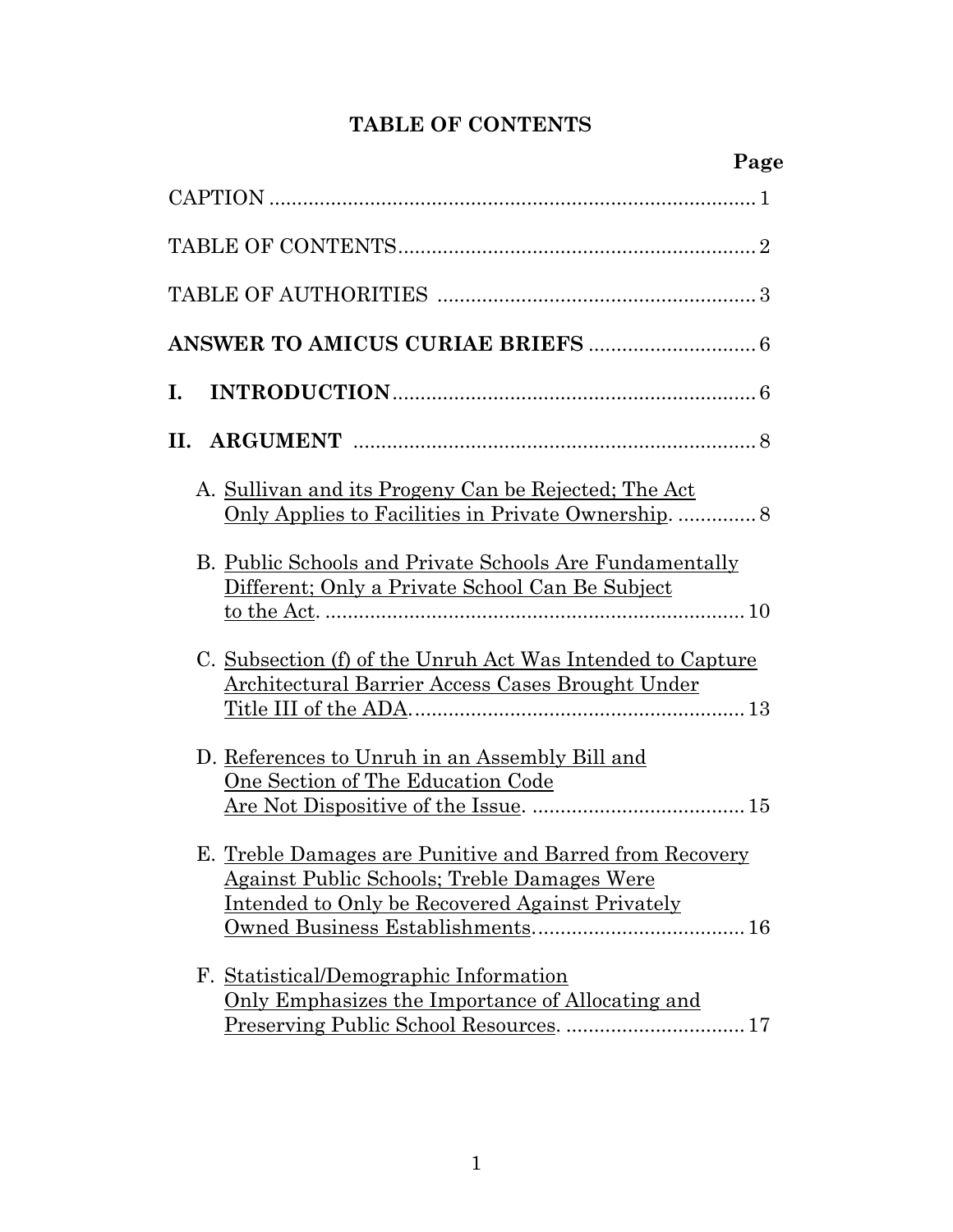# TABLE OF CONTENTS

| | Page |
|---|---|
| CAPTION | 1 |
| TABLE OF CONTENTS | 2 |
| TABLE OF AUTHORITIES | 3 |
| **ANSWER TO AMICUS CURIAE BRIEFS** | 6 |
| **I. INTRODUCTION** | 6 |
| **II. ARGUMENT** | 8 |
| A. Sullivan and its Progeny Can be Rejected; The Act Only Applies to Facilities in Private Ownership. | 8 |
| B. Public Schools and Private Schools Are Fundamentally Different; Only a Private School Can Be Subject to the Act. | 10 |
| C. Subsection (f) of the Unruh Act Was Intended to Capture Architectural Barrier Access Cases Brought Under Title III of the ADA. | 13 |
| D. References to Unruh in an Assembly Bill and One Section of The Education Code Are Not Dispositive of the Issue. | 15 |
| E. Treble Damages are Punitive and Barred from Recovery Against Public Schools; Treble Damages Were Intended to Only be Recovered Against Privately Owned Business Establishments. | 16 |
| F. Statistical/Demographic Information Only Emphasizes the Importance of Allocating and Preserving Public School Resources. | 17 |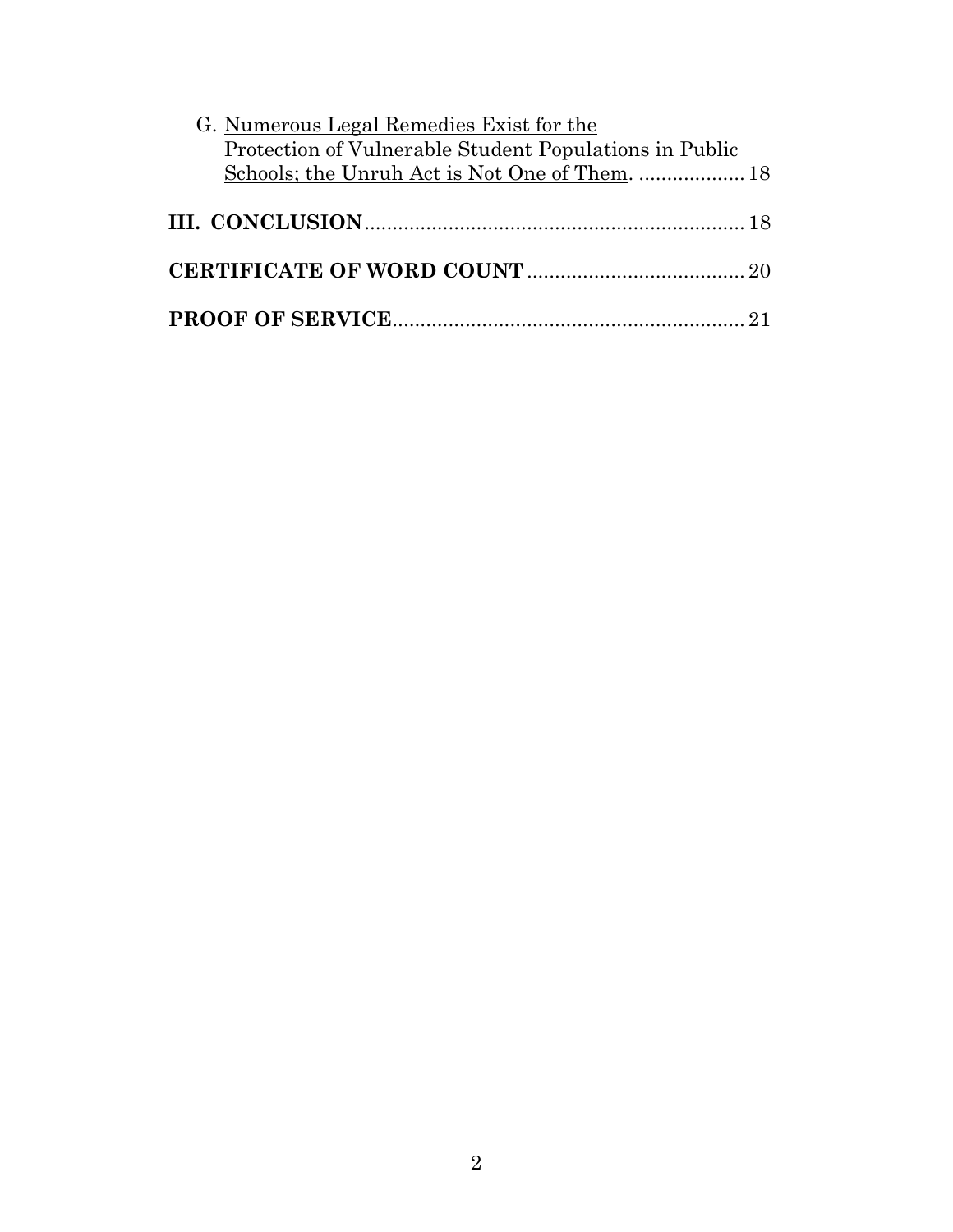G. Numerous Legal Remedies Exist for the Protection of Vulnerable Student Populations in Public Schools; the Unruh Act is Not One of Them. .................. 18

**III. CONCLUSION**.................................................................... 18

**CERTIFICATE OF WORD COUNT**....................................... 20

**PROOF OF SERVICE**............................................................... 21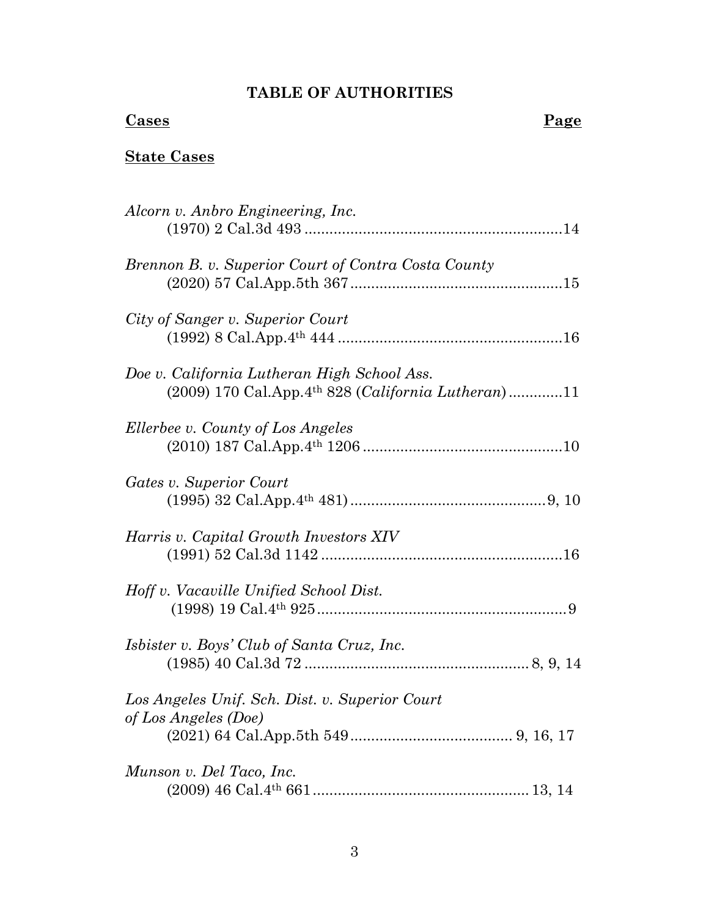# TABLE OF AUTHORITIES

**Cases** **Page**

**State Cases**

*Alcorn v. Anbro Engineering, Inc.*
(1970) 2 Cal.3d 493 ............................................................14

*Brennon B. v. Superior Court of Contra Costa County*
(2020) 57 Cal.App.5th 367 ..................................................15

*City of Sanger v. Superior Court*
(1992) 8 Cal.App.4th 444 .....................................................16

*Doe v. California Lutheran High School Ass.*
(2009) 170 Cal.App.4th 828 (*California Lutheran*) .............11

*Ellerbee v. County of Los Angeles*
(2010) 187 Cal.App.4th 1206 ...............................................10

*Gates v. Superior Court*
(1995) 32 Cal.App.4th 481) ..............................................9, 10

*Harris v. Capital Growth Investors XIV*
(1991) 52 Cal.3d 1142 .........................................................16

*Hoff v. Vacaville Unified School Dist.*
(1998) 19 Cal.4th 925 ...........................................................9

*Isbister v. Boys' Club of Santa Cruz, Inc.*
(1985) 40 Cal.3d 72 ..................................................... 8, 9, 14

*Los Angeles Unif. Sch. Dist. v. Superior Court of Los Angeles (Doe)*
(2021) 64 Cal.App.5th 549 ...................................... 9, 16, 17

*Munson v. Del Taco, Inc.*
(2009) 46 Cal.4th 661 ................................................... 13, 14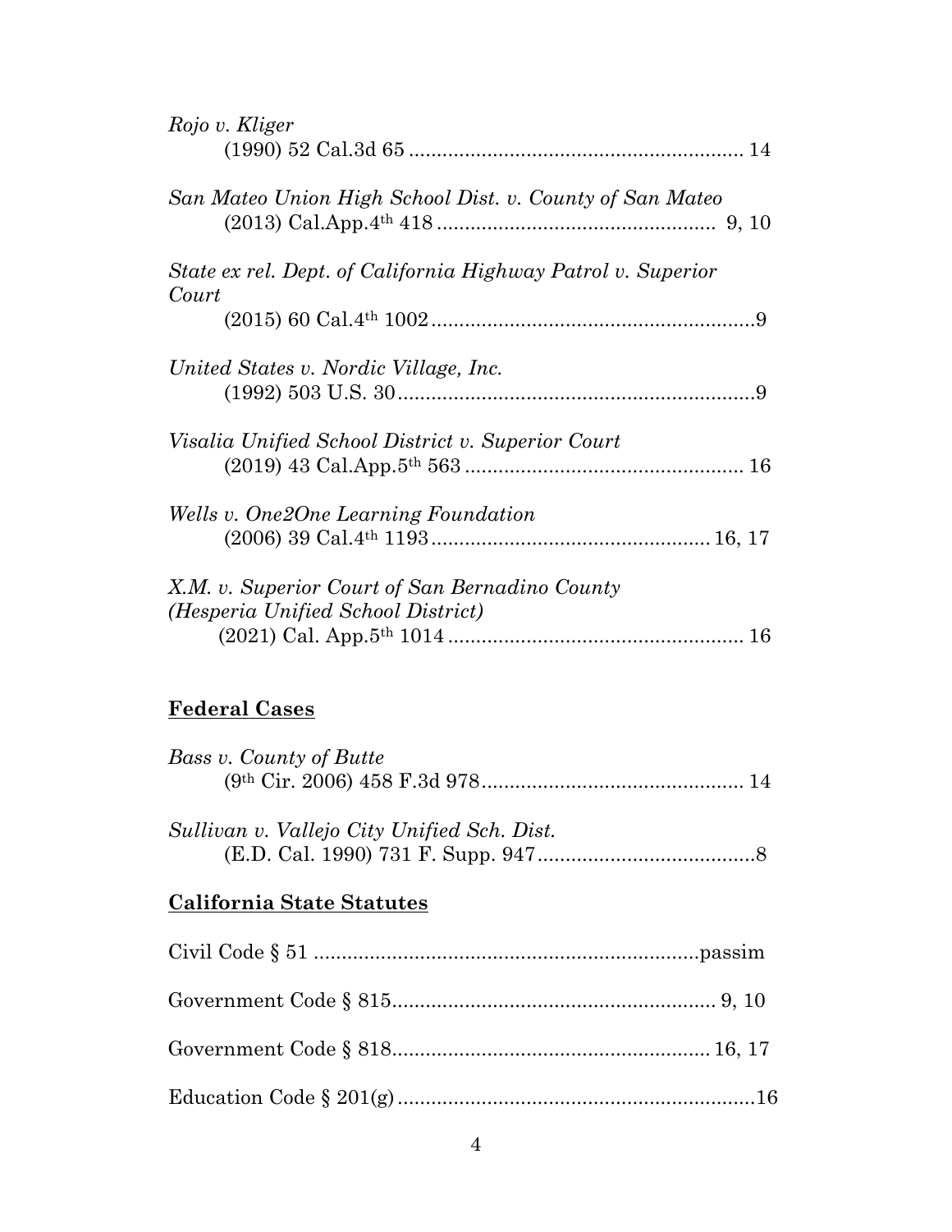*Rojo v. Kliger*
(1990) 52 Cal.3d 65 ............................................................ 14

*San Mateo Union High School Dist. v. County of San Mateo*
(2013) Cal.App.4th 418 .................................................. 9, 10

*State ex rel. Dept. of California Highway Patrol v. Superior Court*
(2015) 60 Cal.4th 1002 ...........................................................9

*United States v. Nordic Village, Inc.*
(1992) 503 U.S. 30 .................................................................9

*Visalia Unified School District v. Superior Court*
(2019) 43 Cal.App.5th 563 .................................................. 16

*Wells v. One2One Learning Foundation*
(2006) 39 Cal.4th 1193 .................................................. 16, 17

*X.M. v. Superior Court of San Bernadino County (Hesperia Unified School District)*
(2021) Cal. App.5th 1014 .................................................... 16

**<u>Federal Cases</u>**

*Bass v. County of Butte*
(9th Cir. 2006) 458 F.3d 978 ............................................... 14

*Sullivan v. Vallejo City Unified Sch. Dist.*
(E.D. Cal. 1990) 731 F. Supp. 947 .......................................8

**<u>California State Statutes</u>**

Civil Code § 51 ....................................................................passim

Government Code § 815 ......................................................... 9, 10

Government Code § 818 ......................................................... 16, 17

Education Code § 201(g) ................................................................16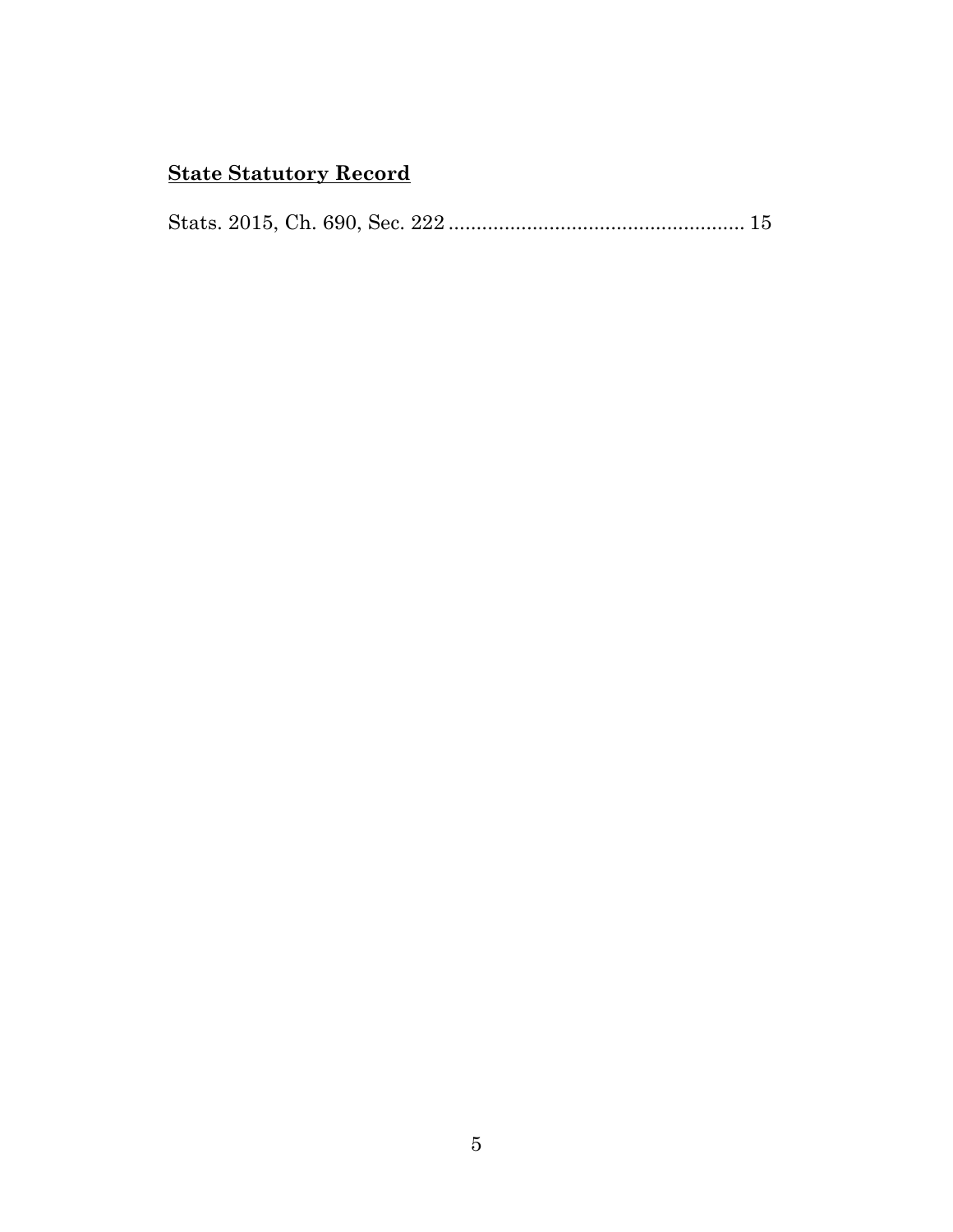**State Statutory Record**

Stats. 2015, Ch. 690, Sec. 222 ..................................................... 15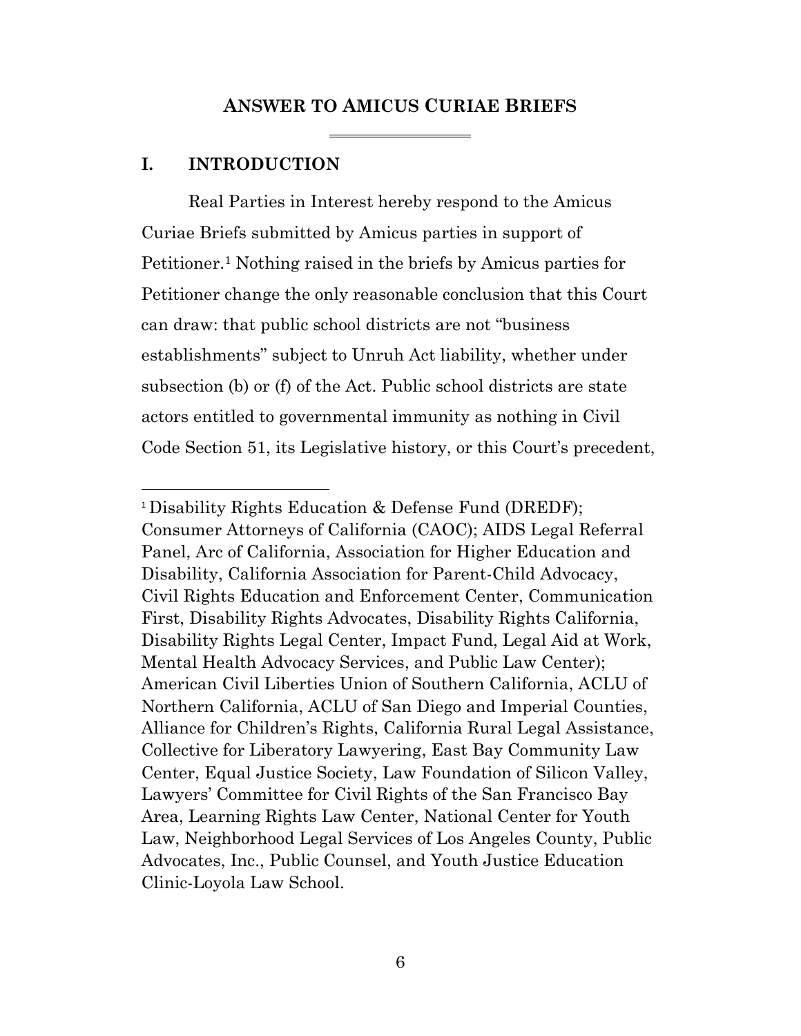## ANSWER TO AMICUS CURIAE BRIEFS

### I. INTRODUCTION

Real Parties in Interest hereby respond to the Amicus Curiae Briefs submitted by Amicus parties in support of Petitioner.[1] Nothing raised in the briefs by Amicus parties for Petitioner change the only reasonable conclusion that this Court can draw: that public school districts are not "business establishments" subject to Unruh Act liability, whether under subsection (b) or (f) of the Act. Public school districts are state actors entitled to governmental immunity as nothing in Civil Code Section 51, its Legislative history, or this Court's precedent,

---

[1] Disability Rights Education & Defense Fund (DREDF); Consumer Attorneys of California (CAOC); AIDS Legal Referral Panel, Arc of California, Association for Higher Education and Disability, California Association for Parent-Child Advocacy, Civil Rights Education and Enforcement Center, Communication First, Disability Rights Advocates, Disability Rights California, Disability Rights Legal Center, Impact Fund, Legal Aid at Work, Mental Health Advocacy Services, and Public Law Center); American Civil Liberties Union of Southern California, ACLU of Northern California, ACLU of San Diego and Imperial Counties, Alliance for Children's Rights, California Rural Legal Assistance, Collective for Liberatory Lawyering, East Bay Community Law Center, Equal Justice Society, Law Foundation of Silicon Valley, Lawyers' Committee for Civil Rights of the San Francisco Bay Area, Learning Rights Law Center, National Center for Youth Law, Neighborhood Legal Services of Los Angeles County, Public Advocates, Inc., Public Counsel, and Youth Justice Education Clinic-Loyola Law School.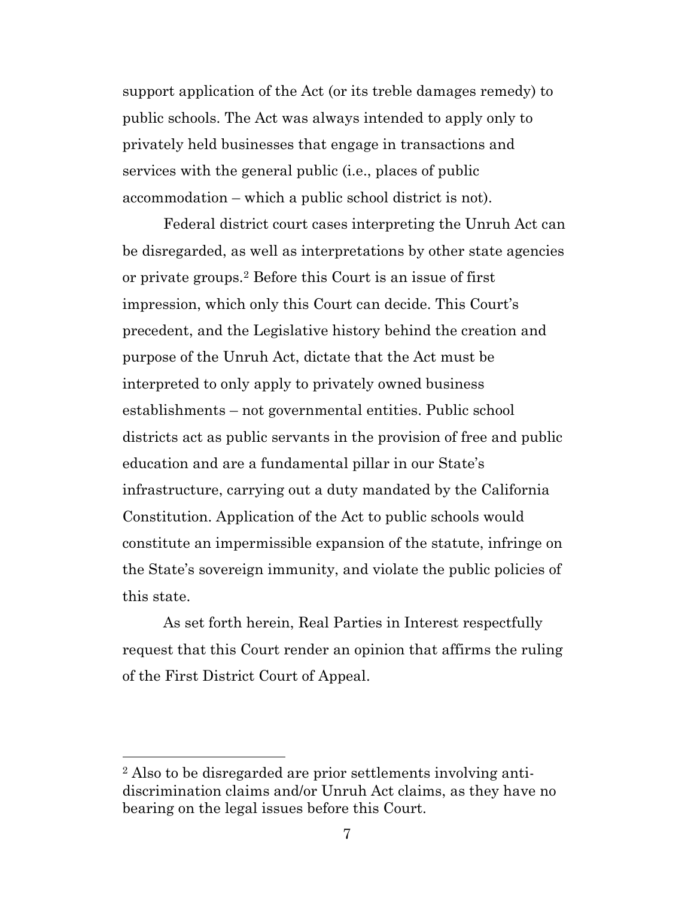support application of the Act (or its treble damages remedy) to public schools. The Act was always intended to apply only to privately held businesses that engage in transactions and services with the general public (i.e., places of public accommodation – which a public school district is not).

Federal district court cases interpreting the Unruh Act can be disregarded, as well as interpretations by other state agencies or private groups.[2] Before this Court is an issue of first impression, which only this Court can decide. This Court's precedent, and the Legislative history behind the creation and purpose of the Unruh Act, dictate that the Act must be interpreted to only apply to privately owned business establishments – not governmental entities. Public school districts act as public servants in the provision of free and public education and are a fundamental pillar in our State's infrastructure, carrying out a duty mandated by the California Constitution. Application of the Act to public schools would constitute an impermissible expansion of the statute, infringe on the State's sovereign immunity, and violate the public policies of this state.

As set forth herein, Real Parties in Interest respectfully request that this Court render an opinion that affirms the ruling of the First District Court of Appeal.

---

[2] Also to be disregarded are prior settlements involving anti-discrimination claims and/or Unruh Act claims, as they have no bearing on the legal issues before this Court.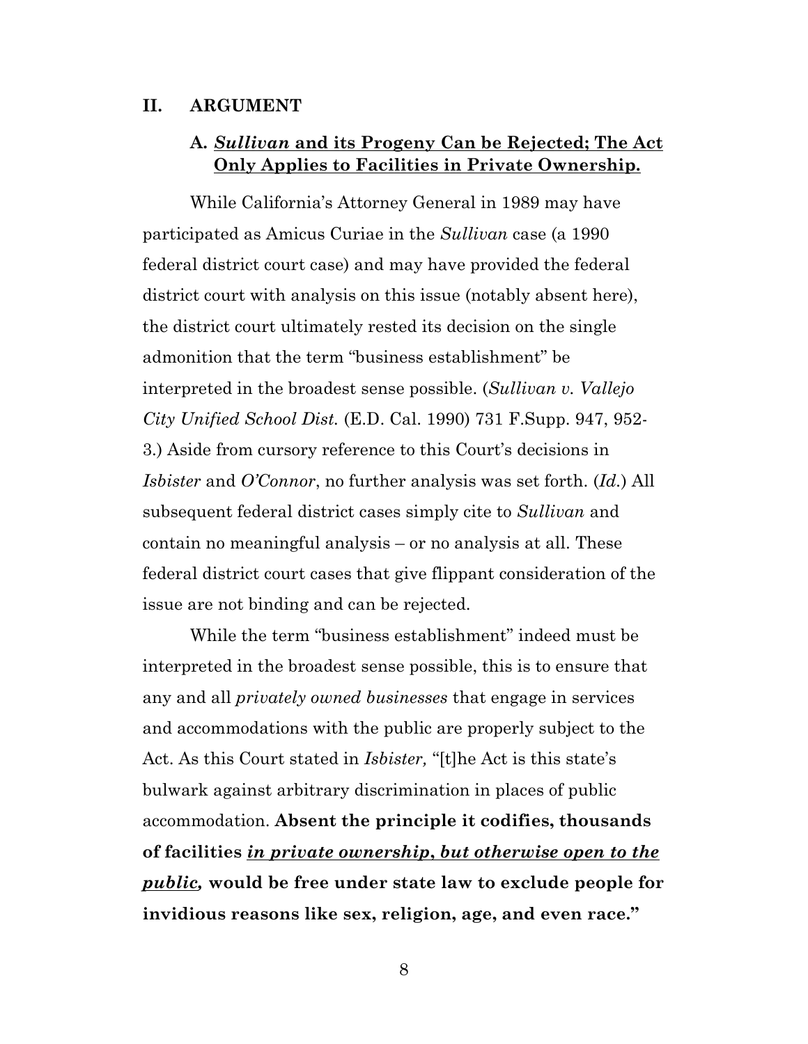## II. ARGUMENT

### A. *Sullivan* and its Progeny Can be Rejected; The Act Only Applies to Facilities in Private Ownership.

While California's Attorney General in 1989 may have participated as Amicus Curiae in the *Sullivan* case (a 1990 federal district court case) and may have provided the federal district court with analysis on this issue (notably absent here), the district court ultimately rested its decision on the single admonition that the term "business establishment" be interpreted in the broadest sense possible. (*Sullivan v. Vallejo City Unified School Dist.* (E.D. Cal. 1990) 731 F.Supp. 947, 952-3.) Aside from cursory reference to this Court's decisions in *Isbister* and *O'Connor*, no further analysis was set forth. (*Id.*) All subsequent federal district cases simply cite to *Sullivan* and contain no meaningful analysis – or no analysis at all. These federal district court cases that give flippant consideration of the issue are not binding and can be rejected.

While the term "business establishment" indeed must be interpreted in the broadest sense possible, this is to ensure that any and all *privately owned businesses* that engage in services and accommodations with the public are properly subject to the Act. As this Court stated in *Isbister,* "[t]he Act is this state's bulwark against arbitrary discrimination in places of public accommodation. **Absent the principle it codifies, thousands of facilities *<u>in private ownership, but otherwise open to the public</u>*, would be free under state law to exclude people for invidious reasons like sex, religion, age, and even race."**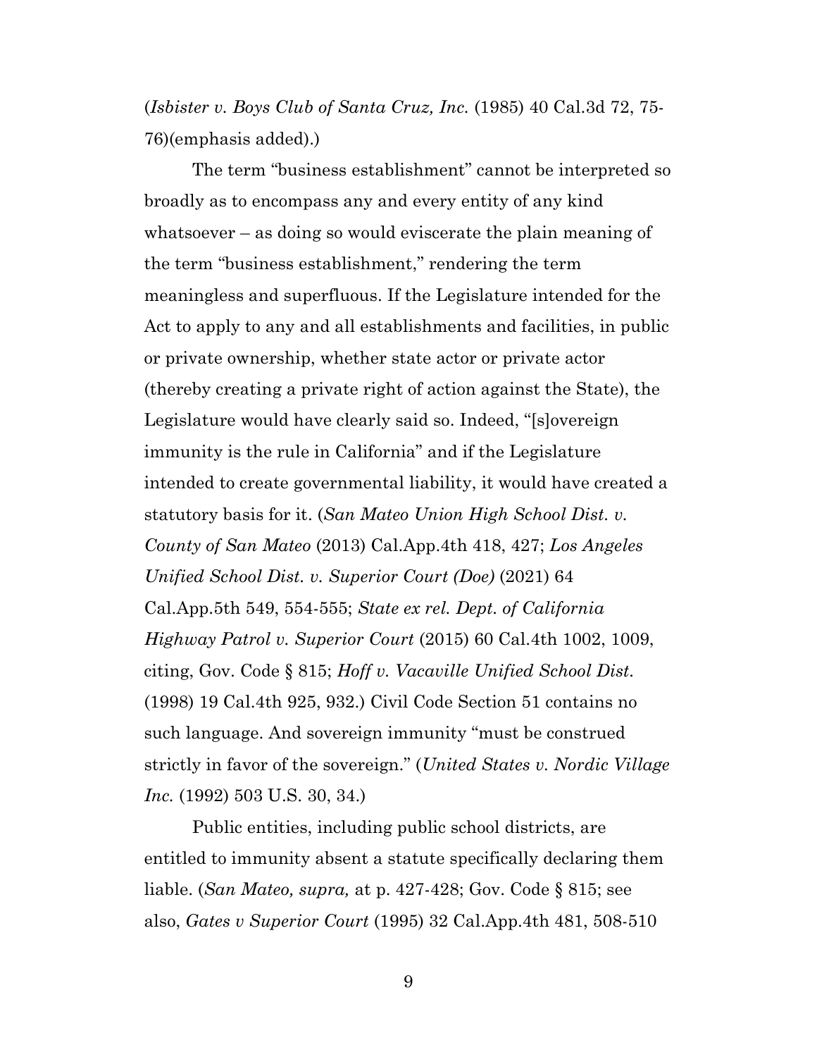(*Isbister v. Boys Club of Santa Cruz, Inc.* (1985) 40 Cal.3d 72, 75-76)(emphasis added).)

The term "business establishment" cannot be interpreted so broadly as to encompass any and every entity of any kind whatsoever – as doing so would eviscerate the plain meaning of the term "business establishment," rendering the term meaningless and superfluous. If the Legislature intended for the Act to apply to any and all establishments and facilities, in public or private ownership, whether state actor or private actor (thereby creating a private right of action against the State), the Legislature would have clearly said so. Indeed, "[s]overeign immunity is the rule in California" and if the Legislature intended to create governmental liability, it would have created a statutory basis for it. (*San Mateo Union High School Dist. v. County of San Mateo* (2013) Cal.App.4th 418, 427; *Los Angeles Unified School Dist. v. Superior Court (Doe)* (2021) 64 Cal.App.5th 549, 554-555; *State ex rel. Dept. of California Highway Patrol v. Superior Court* (2015) 60 Cal.4th 1002, 1009, citing, Gov. Code § 815; *Hoff v. Vacaville Unified School Dist.* (1998) 19 Cal.4th 925, 932.) Civil Code Section 51 contains no such language. And sovereign immunity "must be construed strictly in favor of the sovereign." (*United States v. Nordic Village Inc.* (1992) 503 U.S. 30, 34.)

Public entities, including public school districts, are entitled to immunity absent a statute specifically declaring them liable. (*San Mateo, supra,* at p. 427-428; Gov. Code § 815; see also, *Gates v Superior Court* (1995) 32 Cal.App.4th 481, 508-510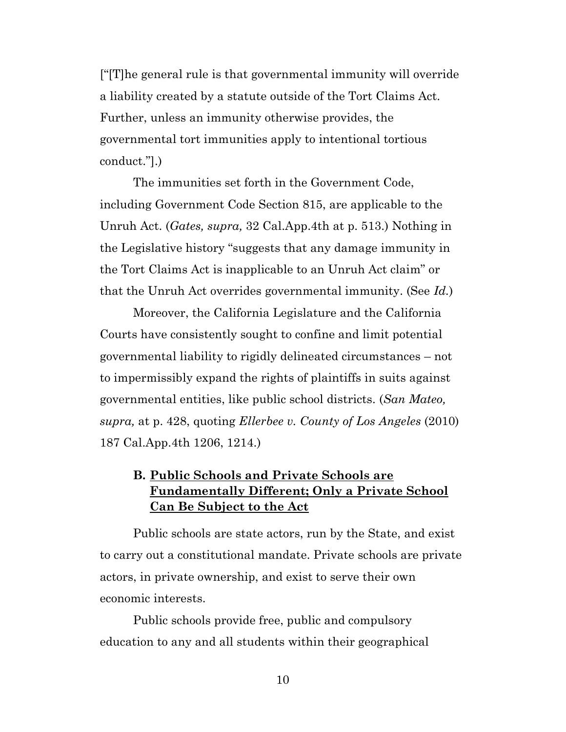["[T]he general rule is that governmental immunity will override a liability created by a statute outside of the Tort Claims Act. Further, unless an immunity otherwise provides, the governmental tort immunities apply to intentional tortious conduct."].)

The immunities set forth in the Government Code, including Government Code Section 815, are applicable to the Unruh Act. (*Gates, supra,* 32 Cal.App.4th at p. 513.) Nothing in the Legislative history "suggests that any damage immunity in the Tort Claims Act is inapplicable to an Unruh Act claim" or that the Unruh Act overrides governmental immunity. (See *Id.*)

Moreover, the California Legislature and the California Courts have consistently sought to confine and limit potential governmental liability to rigidly delineated circumstances – not to impermissibly expand the rights of plaintiffs in suits against governmental entities, like public school districts. (*San Mateo, supra,* at p. 428, quoting *Ellerbee v. County of Los Angeles* (2010) 187 Cal.App.4th 1206, 1214.)

### B. Public Schools and Private Schools are Fundamentally Different; Only a Private School Can Be Subject to the Act

Public schools are state actors, run by the State, and exist to carry out a constitutional mandate. Private schools are private actors, in private ownership, and exist to serve their own economic interests.

Public schools provide free, public and compulsory education to any and all students within their geographical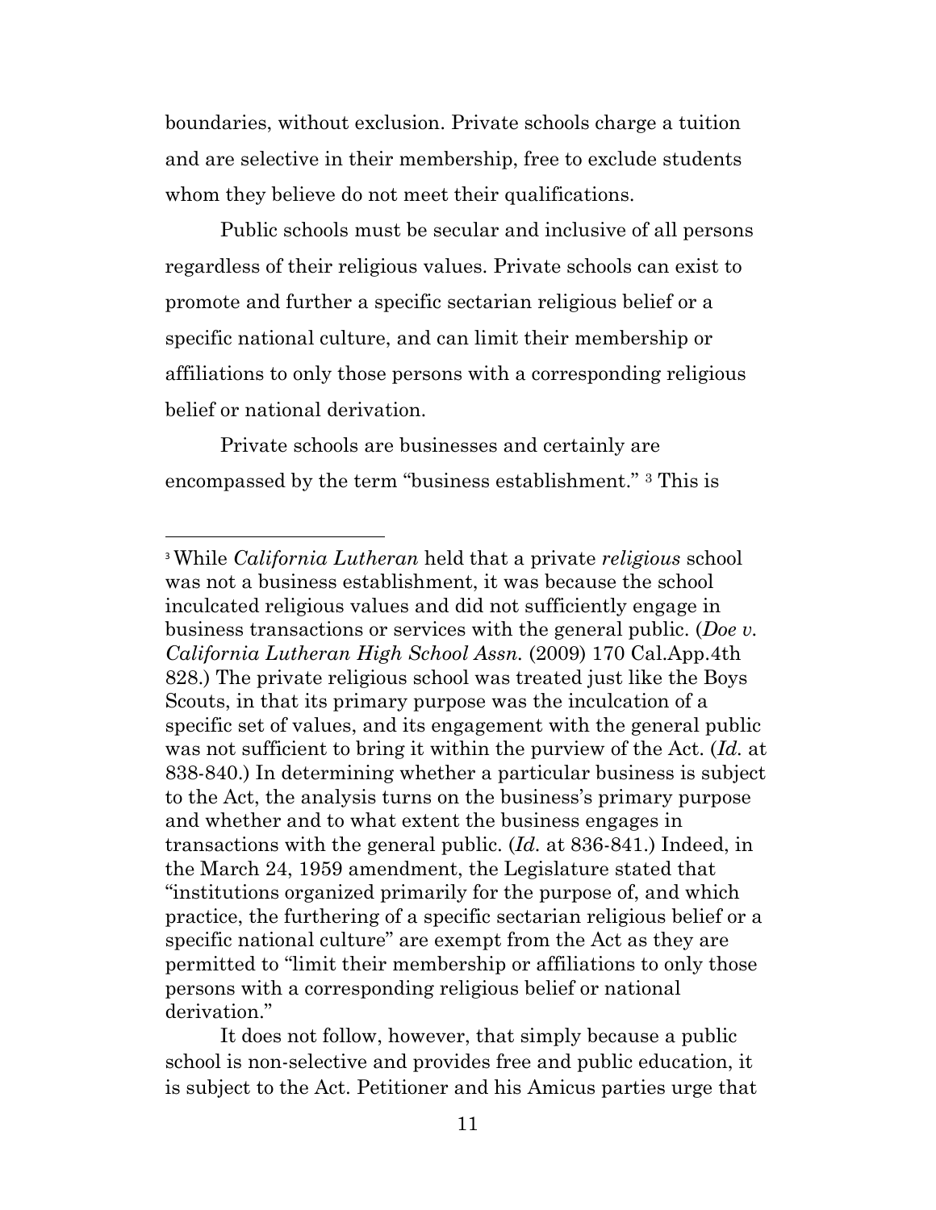boundaries, without exclusion. Private schools charge a tuition and are selective in their membership, free to exclude students whom they believe do not meet their qualifications.

Public schools must be secular and inclusive of all persons regardless of their religious values. Private schools can exist to promote and further a specific sectarian religious belief or a specific national culture, and can limit their membership or affiliations to only those persons with a corresponding religious belief or national derivation.

Private schools are businesses and certainly are encompassed by the term "business establishment." [3] This is

---

[3] While *California Lutheran* held that a private *religious* school was not a business establishment, it was because the school inculcated religious values and did not sufficiently engage in business transactions or services with the general public. (*Doe v. California Lutheran High School Assn.* (2009) 170 Cal.App.4th 828.) The private religious school was treated just like the Boys Scouts, in that its primary purpose was the inculcation of a specific set of values, and its engagement with the general public was not sufficient to bring it within the purview of the Act. (*Id.* at 838-840.) In determining whether a particular business is subject to the Act, the analysis turns on the business's primary purpose and whether and to what extent the business engages in transactions with the general public. (*Id.* at 836-841.) Indeed, in the March 24, 1959 amendment, the Legislature stated that "institutions organized primarily for the purpose of, and which practice, the furthering of a specific sectarian religious belief or a specific national culture" are exempt from the Act as they are permitted to "limit their membership or affiliations to only those persons with a corresponding religious belief or national derivation."

It does not follow, however, that simply because a public school is non-selective and provides free and public education, it is subject to the Act. Petitioner and his Amicus parties urge that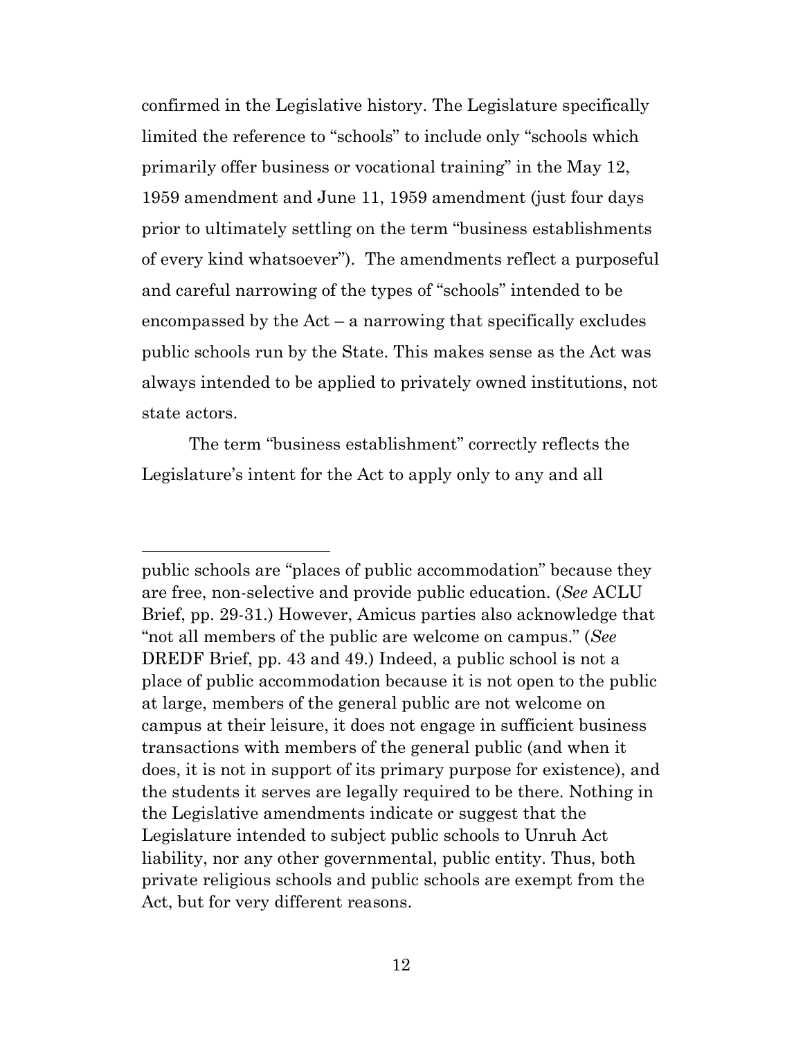confirmed in the Legislative history. The Legislature specifically limited the reference to "schools" to include only "schools which primarily offer business or vocational training" in the May 12, 1959 amendment and June 11, 1959 amendment (just four days prior to ultimately settling on the term "business establishments of every kind whatsoever"). The amendments reflect a purposeful and careful narrowing of the types of "schools" intended to be encompassed by the Act – a narrowing that specifically excludes public schools run by the State. This makes sense as the Act was always intended to be applied to privately owned institutions, not state actors.

The term "business establishment" correctly reflects the Legislature's intent for the Act to apply only to any and all

---

public schools are "places of public accommodation" because they are free, non-selective and provide public education. (*See* ACLU Brief, pp. 29-31.) However, Amicus parties also acknowledge that "not all members of the public are welcome on campus." (*See* DREDF Brief, pp. 43 and 49.) Indeed, a public school is not a place of public accommodation because it is not open to the public at large, members of the general public are not welcome on campus at their leisure, it does not engage in sufficient business transactions with members of the general public (and when it does, it is not in support of its primary purpose for existence), and the students it serves are legally required to be there. Nothing in the Legislative amendments indicate or suggest that the Legislature intended to subject public schools to Unruh Act liability, nor any other governmental, public entity. Thus, both private religious schools and public schools are exempt from the Act, but for very different reasons.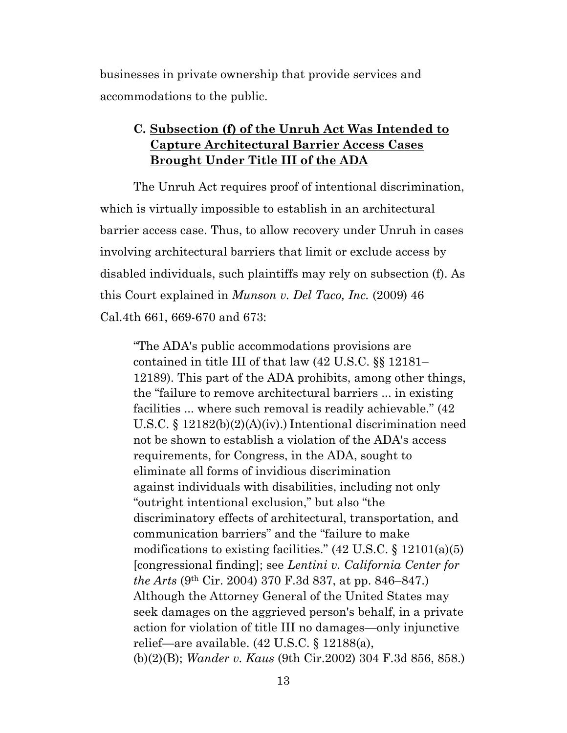businesses in private ownership that provide services and accommodations to the public.

### C. Subsection (f) of the Unruh Act Was Intended to Capture Architectural Barrier Access Cases Brought Under Title III of the ADA

The Unruh Act requires proof of intentional discrimination, which is virtually impossible to establish in an architectural barrier access case. Thus, to allow recovery under Unruh in cases involving architectural barriers that limit or exclude access by disabled individuals, such plaintiffs may rely on subsection (f). As this Court explained in *Munson v. Del Taco, Inc.* (2009) 46 Cal.4th 661, 669-670 and 673:

> "The ADA's public accommodations provisions are contained in title III of that law (42 U.S.C. §§ 12181–12189). This part of the ADA prohibits, among other things, the "failure to remove architectural barriers ... in existing facilities ... where such removal is readily achievable." (42 U.S.C. § 12182(b)(2)(A)(iv).) Intentional discrimination need not be shown to establish a violation of the ADA's access requirements, for Congress, in the ADA, sought to eliminate all forms of invidious discrimination against individuals with disabilities, including not only "outright intentional exclusion," but also "the discriminatory effects of architectural, transportation, and communication barriers" and the "failure to make modifications to existing facilities." (42 U.S.C. § 12101(a)(5) [congressional finding]; see *Lentini v. California Center for the Arts* (9th Cir. 2004) 370 F.3d 837, at pp. 846–847.) Although the Attorney General of the United States may seek damages on the aggrieved person's behalf, in a private action for violation of title III no damages—only injunctive relief—are available. (42 U.S.C. § 12188(a), (b)(2)(B); *Wander v. Kaus* (9th Cir.2002) 304 F.3d 856, 858.)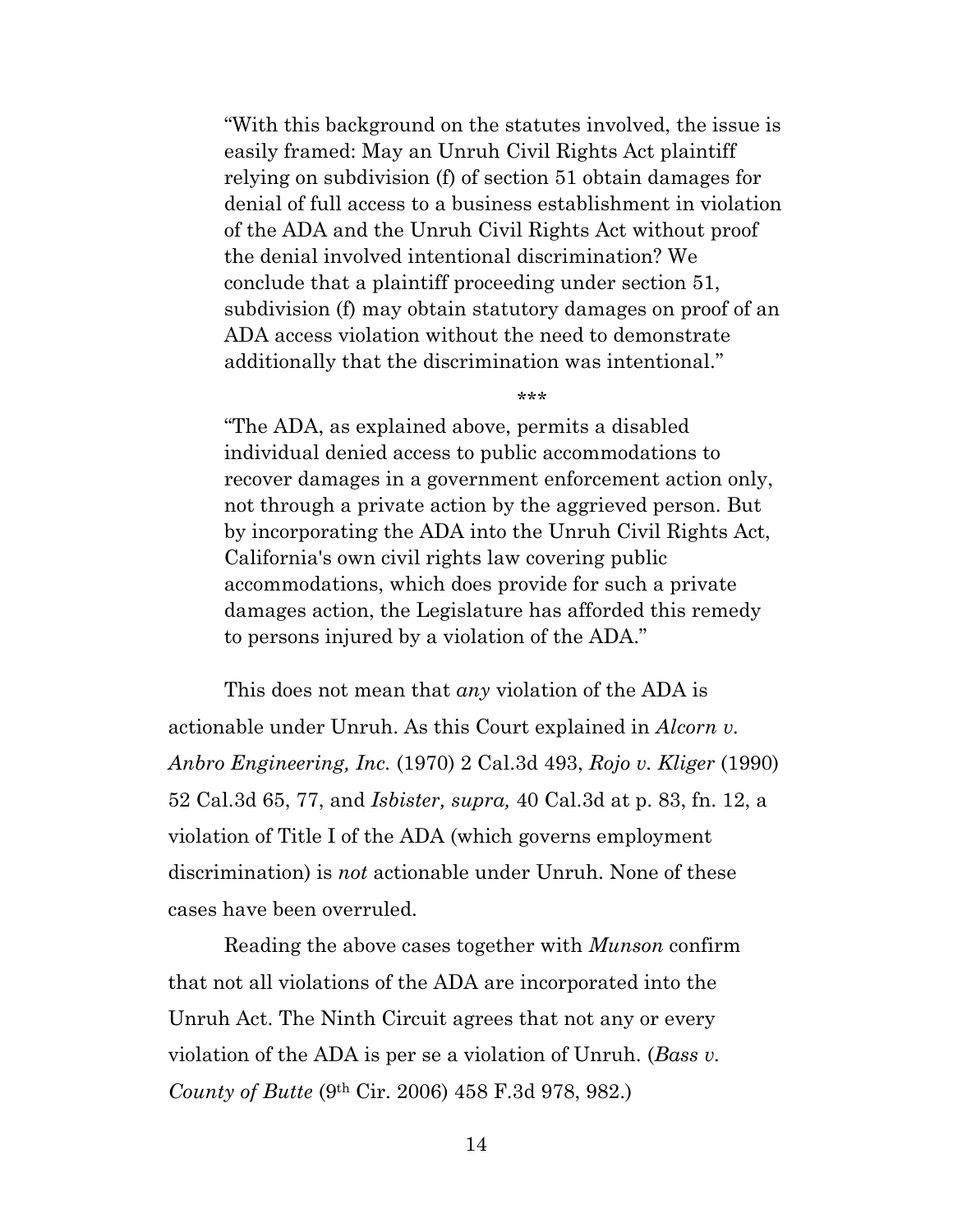> "With this background on the statutes involved, the issue is easily framed: May an Unruh Civil Rights Act plaintiff relying on subdivision (f) of section 51 obtain damages for denial of full access to a business establishment in violation of the ADA and the Unruh Civil Rights Act without proof the denial involved intentional discrimination? We conclude that a plaintiff proceeding under section 51, subdivision (f) may obtain statutory damages on proof of an ADA access violation without the need to demonstrate additionally that the discrimination was intentional."
>
> \*\*\*
>
> "The ADA, as explained above, permits a disabled individual denied access to public accommodations to recover damages in a government enforcement action only, not through a private action by the aggrieved person. But by incorporating the ADA into the Unruh Civil Rights Act, California's own civil rights law covering public accommodations, which does provide for such a private damages action, the Legislature has afforded this remedy to persons injured by a violation of the ADA."

This does not mean that *any* violation of the ADA is actionable under Unruh. As this Court explained in *Alcorn v. Anbro Engineering, Inc.* (1970) 2 Cal.3d 493, *Rojo v. Kliger* (1990) 52 Cal.3d 65, 77, and *Isbister, supra,* 40 Cal.3d at p. 83, fn. 12, a violation of Title I of the ADA (which governs employment discrimination) is *not* actionable under Unruh. None of these cases have been overruled.

Reading the above cases together with *Munson* confirm that not all violations of the ADA are incorporated into the Unruh Act. The Ninth Circuit agrees that not any or every violation of the ADA is per se a violation of Unruh. (*Bass v. County of Butte* (9th Cir. 2006) 458 F.3d 978, 982.)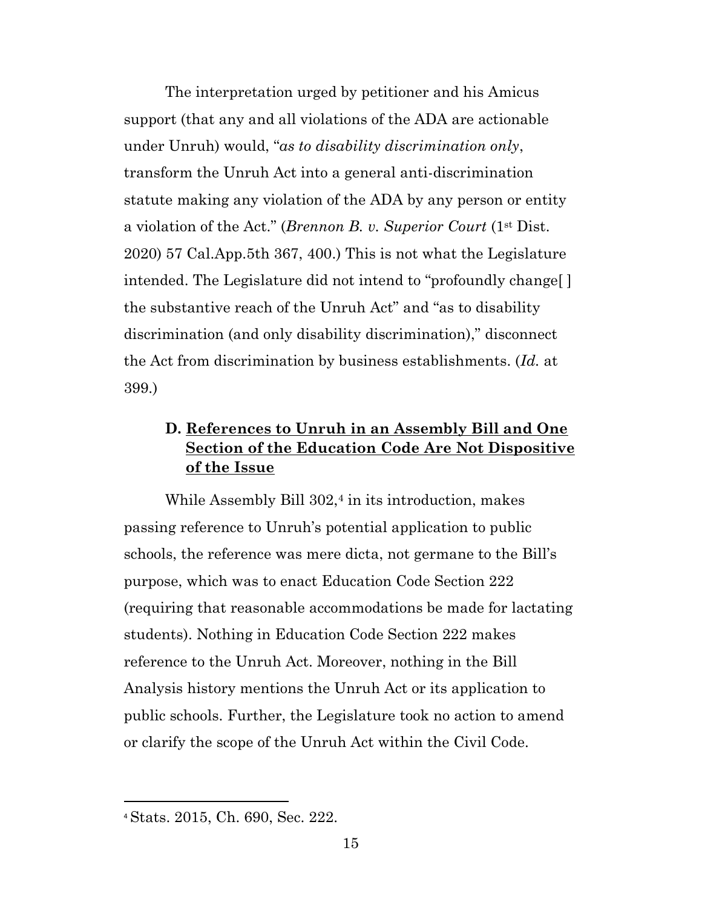The interpretation urged by petitioner and his Amicus support (that any and all violations of the ADA are actionable under Unruh) would, "*as to disability discrimination only*, transform the Unruh Act into a general anti-discrimination statute making any violation of the ADA by any person or entity a violation of the Act." (*Brennon B. v. Superior Court* (1st Dist. 2020) 57 Cal.App.5th 367, 400.) This is not what the Legislature intended. The Legislature did not intend to "profoundly change[ ] the substantive reach of the Unruh Act" and "as to disability discrimination (and only disability discrimination)," disconnect the Act from discrimination by business establishments. (*Id.* at 399.)

### D. <u>References to Unruh in an Assembly Bill and One Section of the Education Code Are Not Dispositive of the Issue</u>

While Assembly Bill 302,[4] in its introduction, makes passing reference to Unruh's potential application to public schools, the reference was mere dicta, not germane to the Bill's purpose, which was to enact Education Code Section 222 (requiring that reasonable accommodations be made for lactating students). Nothing in Education Code Section 222 makes reference to the Unruh Act. Moreover, nothing in the Bill Analysis history mentions the Unruh Act or its application to public schools. Further, the Legislature took no action to amend or clarify the scope of the Unruh Act within the Civil Code.

---

[4] Stats. 2015, Ch. 690, Sec. 222.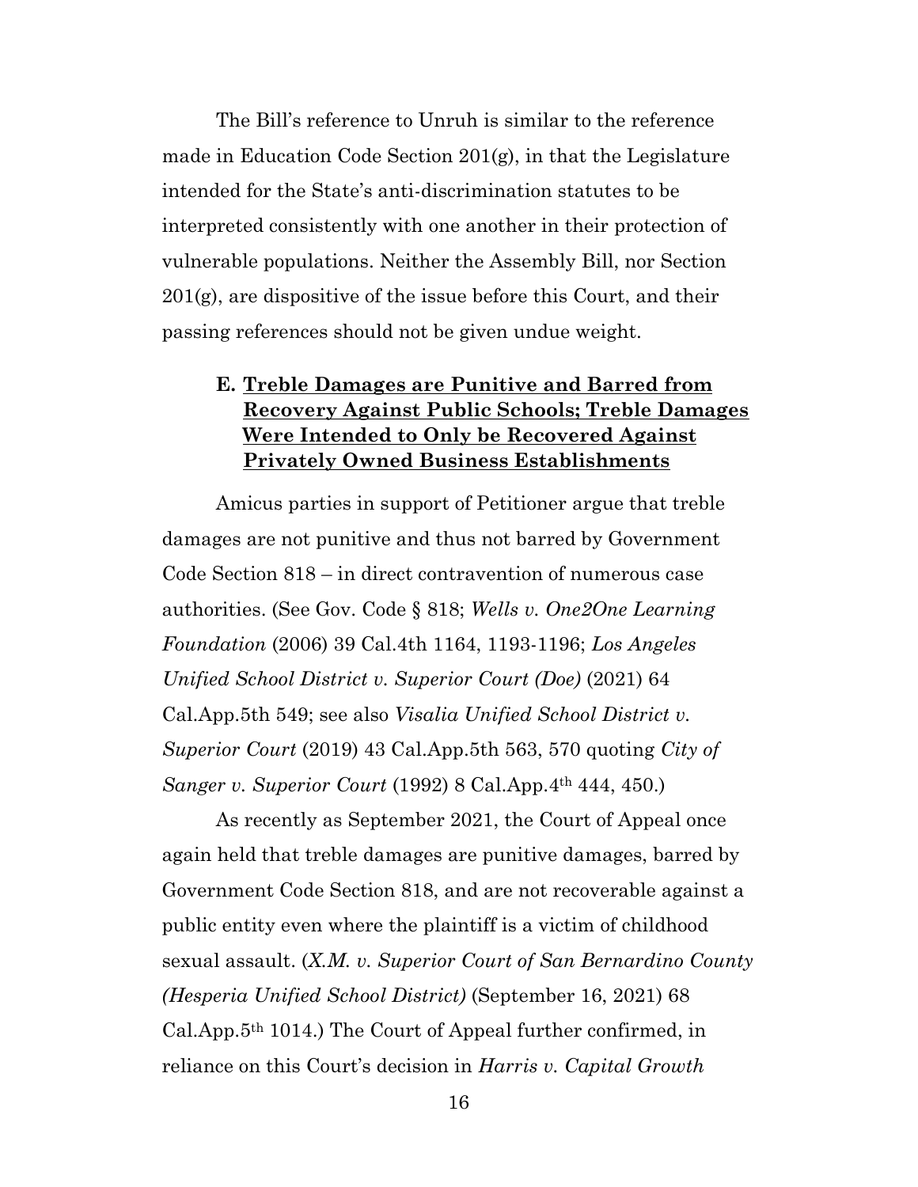The Bill's reference to Unruh is similar to the reference made in Education Code Section 201(g), in that the Legislature intended for the State's anti-discrimination statutes to be interpreted consistently with one another in their protection of vulnerable populations. Neither the Assembly Bill, nor Section 201(g), are dispositive of the issue before this Court, and their passing references should not be given undue weight.

### **E. <u>Treble Damages are Punitive and Barred from Recovery Against Public Schools; Treble Damages Were Intended to Only be Recovered Against Privately Owned Business Establishments</u>**

Amicus parties in support of Petitioner argue that treble damages are not punitive and thus not barred by Government Code Section 818 – in direct contravention of numerous case authorities. (See Gov. Code § 818; *Wells v. One2One Learning Foundation* (2006) 39 Cal.4th 1164, 1193-1196; *Los Angeles Unified School District v. Superior Court (Doe)* (2021) 64 Cal.App.5th 549; see also *Visalia Unified School District v. Superior Court* (2019) 43 Cal.App.5th 563, 570 quoting *City of Sanger v. Superior Court* (1992) 8 Cal.App.4th 444, 450.)

As recently as September 2021, the Court of Appeal once again held that treble damages are punitive damages, barred by Government Code Section 818, and are not recoverable against a public entity even where the plaintiff is a victim of childhood sexual assault. (*X.M. v. Superior Court of San Bernardino County (Hesperia Unified School District)* (September 16, 2021) 68 Cal.App.5th 1014.) The Court of Appeal further confirmed, in reliance on this Court's decision in *Harris v. Capital Growth*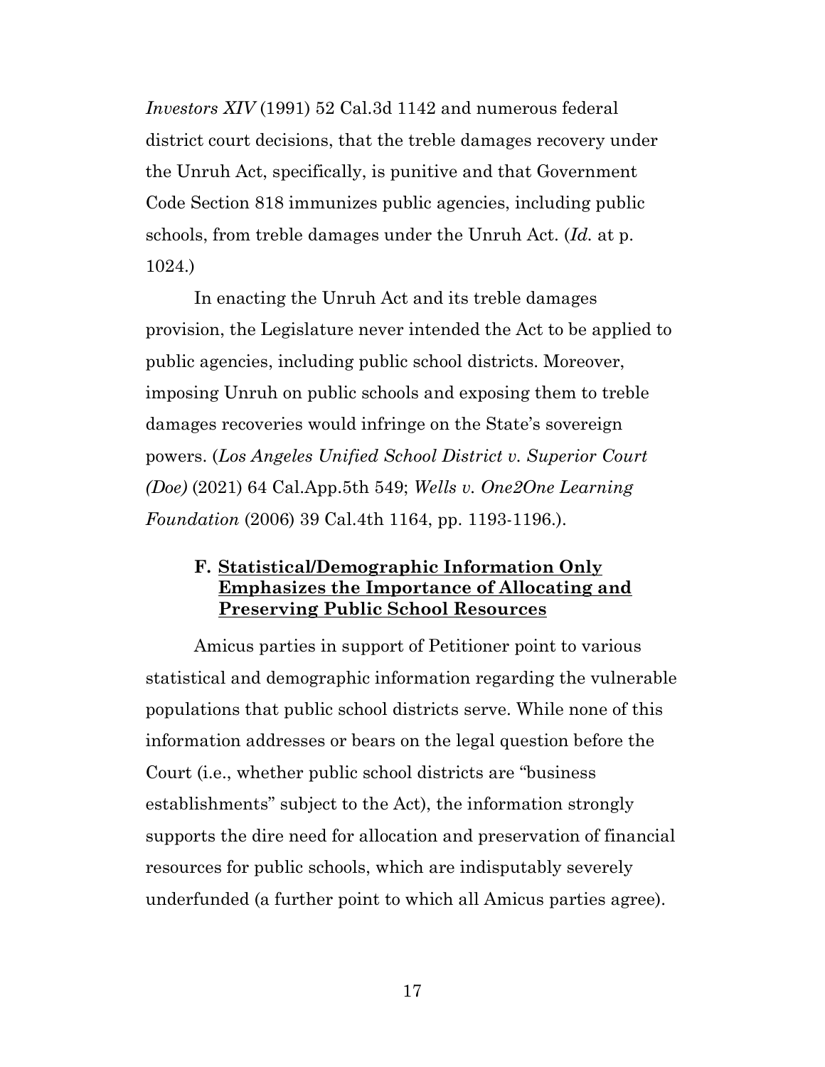*Investors XIV* (1991) 52 Cal.3d 1142 and numerous federal district court decisions, that the treble damages recovery under the Unruh Act, specifically, is punitive and that Government Code Section 818 immunizes public agencies, including public schools, from treble damages under the Unruh Act. (*Id.* at p. 1024.)

In enacting the Unruh Act and its treble damages provision, the Legislature never intended the Act to be applied to public agencies, including public school districts. Moreover, imposing Unruh on public schools and exposing them to treble damages recoveries would infringe on the State's sovereign powers. (*Los Angeles Unified School District v. Superior Court (Doe)* (2021) 64 Cal.App.5th 549; *Wells v. One2One Learning Foundation* (2006) 39 Cal.4th 1164, pp. 1193-1196.).

### F. Statistical/Demographic Information Only Emphasizes the Importance of Allocating and Preserving Public School Resources

Amicus parties in support of Petitioner point to various statistical and demographic information regarding the vulnerable populations that public school districts serve. While none of this information addresses or bears on the legal question before the Court (i.e., whether public school districts are "business establishments" subject to the Act), the information strongly supports the dire need for allocation and preservation of financial resources for public schools, which are indisputably severely underfunded (a further point to which all Amicus parties agree).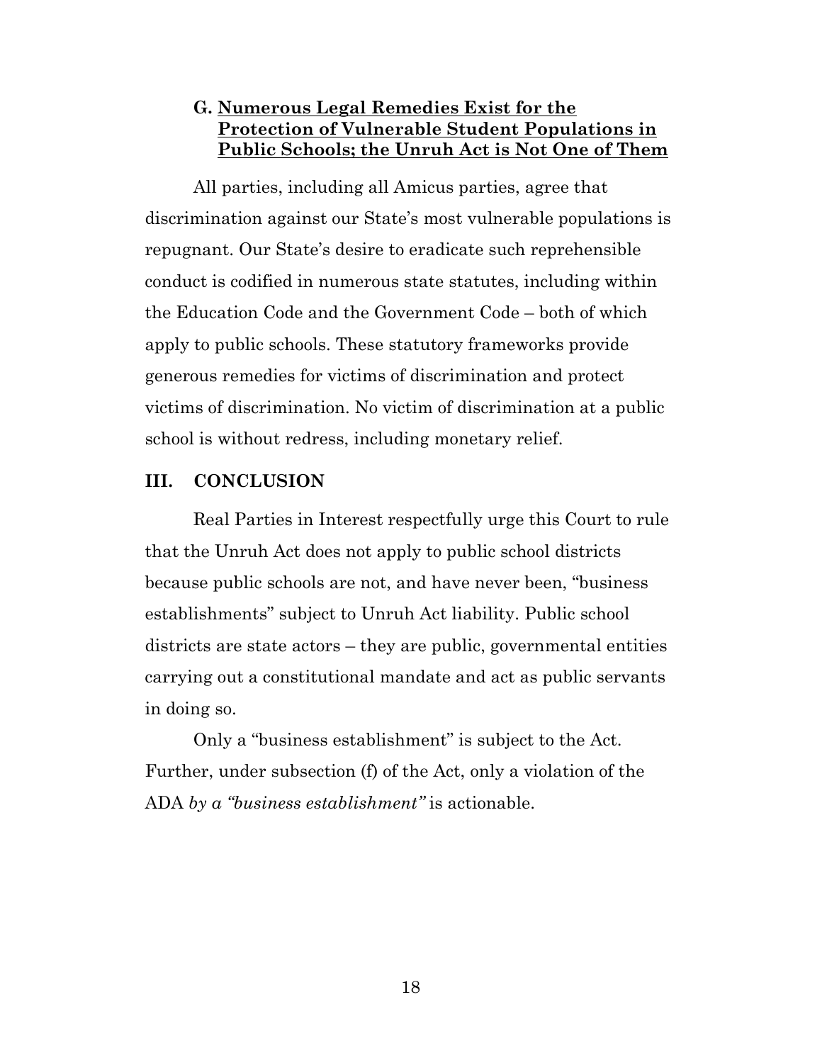### G. Numerous Legal Remedies Exist for the Protection of Vulnerable Student Populations in Public Schools; the Unruh Act is Not One of Them

All parties, including all Amicus parties, agree that discrimination against our State's most vulnerable populations is repugnant. Our State's desire to eradicate such reprehensible conduct is codified in numerous state statutes, including within the Education Code and the Government Code – both of which apply to public schools. These statutory frameworks provide generous remedies for victims of discrimination and protect victims of discrimination. No victim of discrimination at a public school is without redress, including monetary relief.

## III. CONCLUSION

Real Parties in Interest respectfully urge this Court to rule that the Unruh Act does not apply to public school districts because public schools are not, and have never been, "business establishments" subject to Unruh Act liability. Public school districts are state actors – they are public, governmental entities carrying out a constitutional mandate and act as public servants in doing so.

Only a "business establishment" is subject to the Act. Further, under subsection (f) of the Act, only a violation of the ADA *by a "business establishment"* is actionable.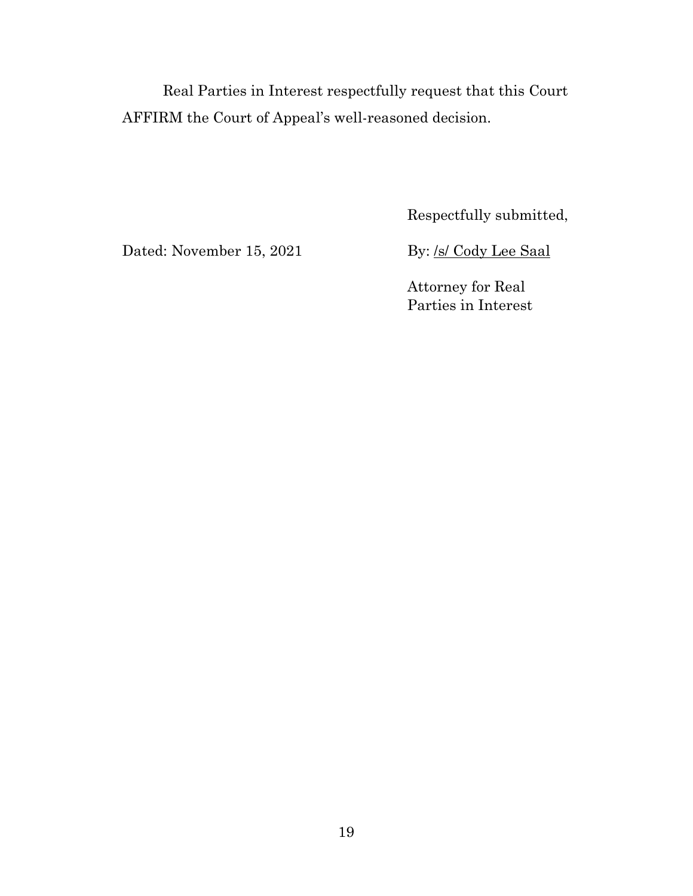Real Parties in Interest respectfully request that this Court AFFIRM the Court of Appeal's well-reasoned decision.

Respectfully submitted,

Dated: November 15, 2021

By: /s/ Cody Lee Saal

Attorney for Real Parties in Interest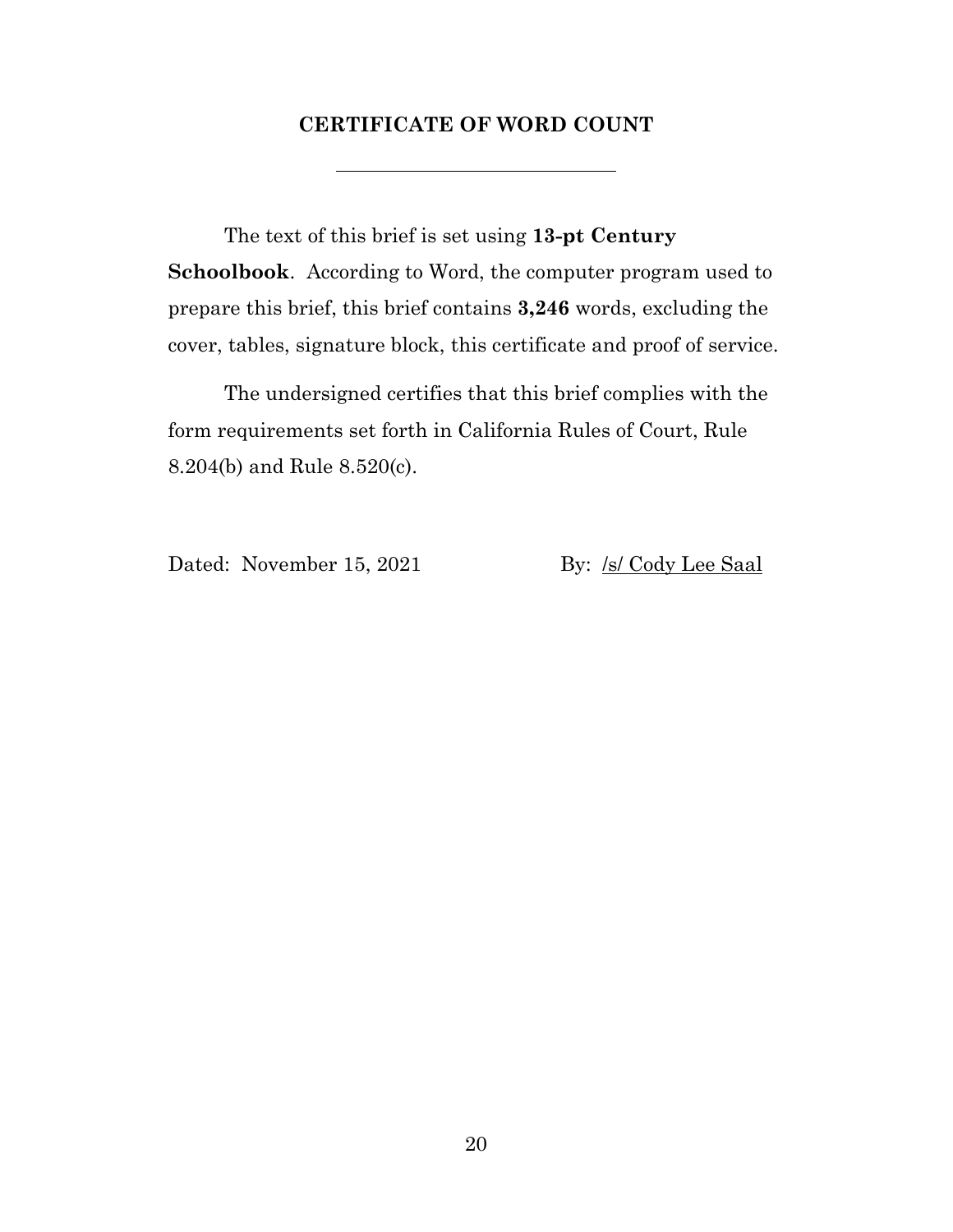## CERTIFICATE OF WORD COUNT

---

The text of this brief is set using **13-pt Century Schoolbook**. According to Word, the computer program used to prepare this brief, this brief contains **3,246** words, excluding the cover, tables, signature block, this certificate and proof of service.

The undersigned certifies that this brief complies with the form requirements set forth in California Rules of Court, Rule 8.204(b) and Rule 8.520(c).

Dated: November 15, 2021 By: /s/ Cody Lee Saal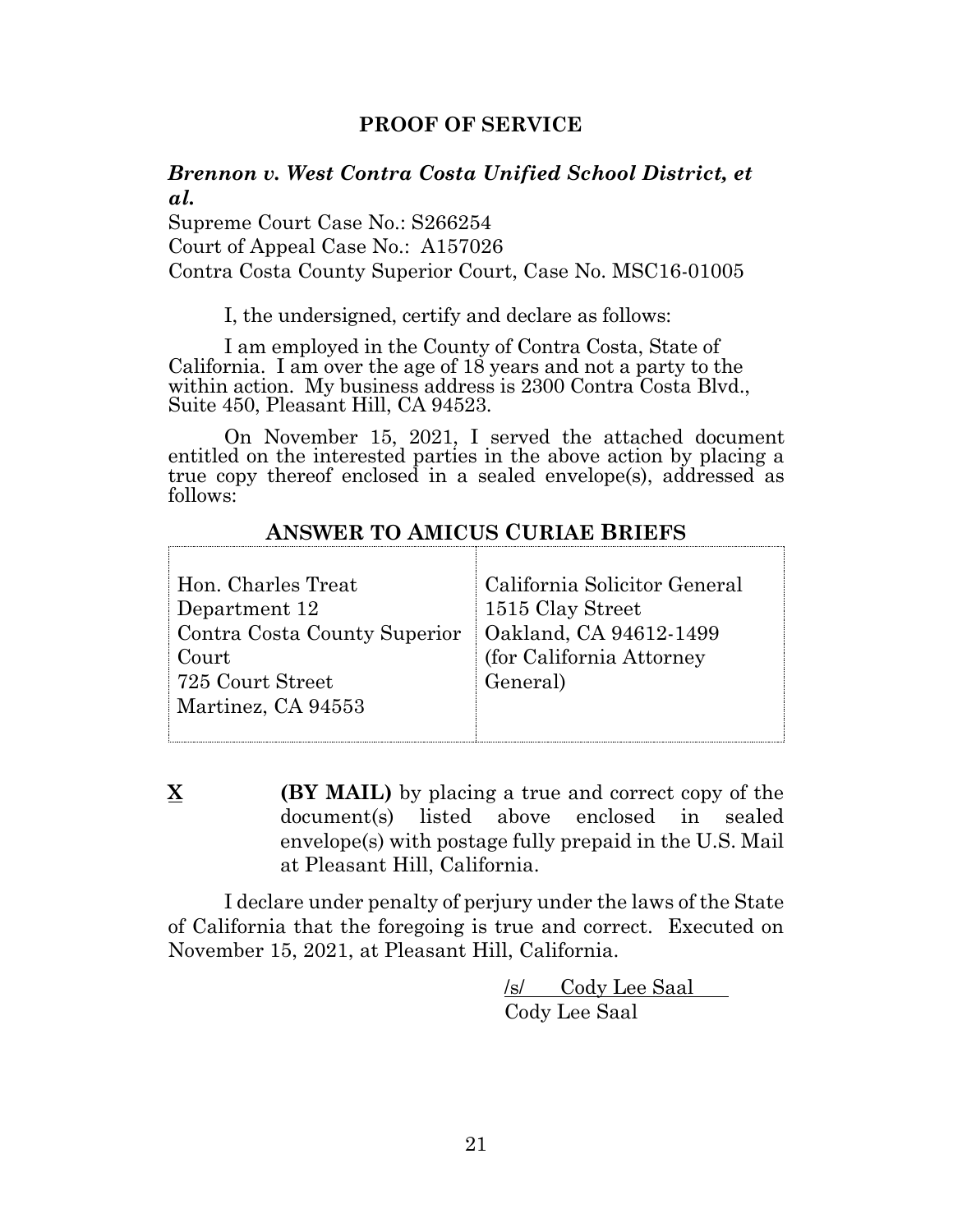## PROOF OF SERVICE

***Brennon v. West Contra Costa Unified School District, et al.***

Supreme Court Case No.: S266254
Court of Appeal Case No.: A157026
Contra Costa County Superior Court, Case No. MSC16-01005

I, the undersigned, certify and declare as follows:

I am employed in the County of Contra Costa, State of California. I am over the age of 18 years and not a party to the within action. My business address is 2300 Contra Costa Blvd., Suite 450, Pleasant Hill, CA 94523.

On November 15, 2021, I served the attached document entitled on the interested parties in the above action by placing a true copy thereof enclosed in a sealed envelope(s), addressed as follows:

**ANSWER TO AMICUS CURIAE BRIEFS**

| | |
|---|---|
| Hon. Charles Treat<br>Department 12<br>Contra Costa County Superior Court<br>725 Court Street<br>Martinez, CA 94553 | California Solicitor General<br>1515 Clay Street<br>Oakland, CA 94612-1499<br>(for California Attorney General) |

**X** **(BY MAIL)** by placing a true and correct copy of the document(s) listed above enclosed in sealed envelope(s) with postage fully prepaid in the U.S. Mail at Pleasant Hill, California.

I declare under penalty of perjury under the laws of the State of California that the foregoing is true and correct. Executed on November 15, 2021, at Pleasant Hill, California.

/s/ Cody Lee Saal
Cody Lee Saal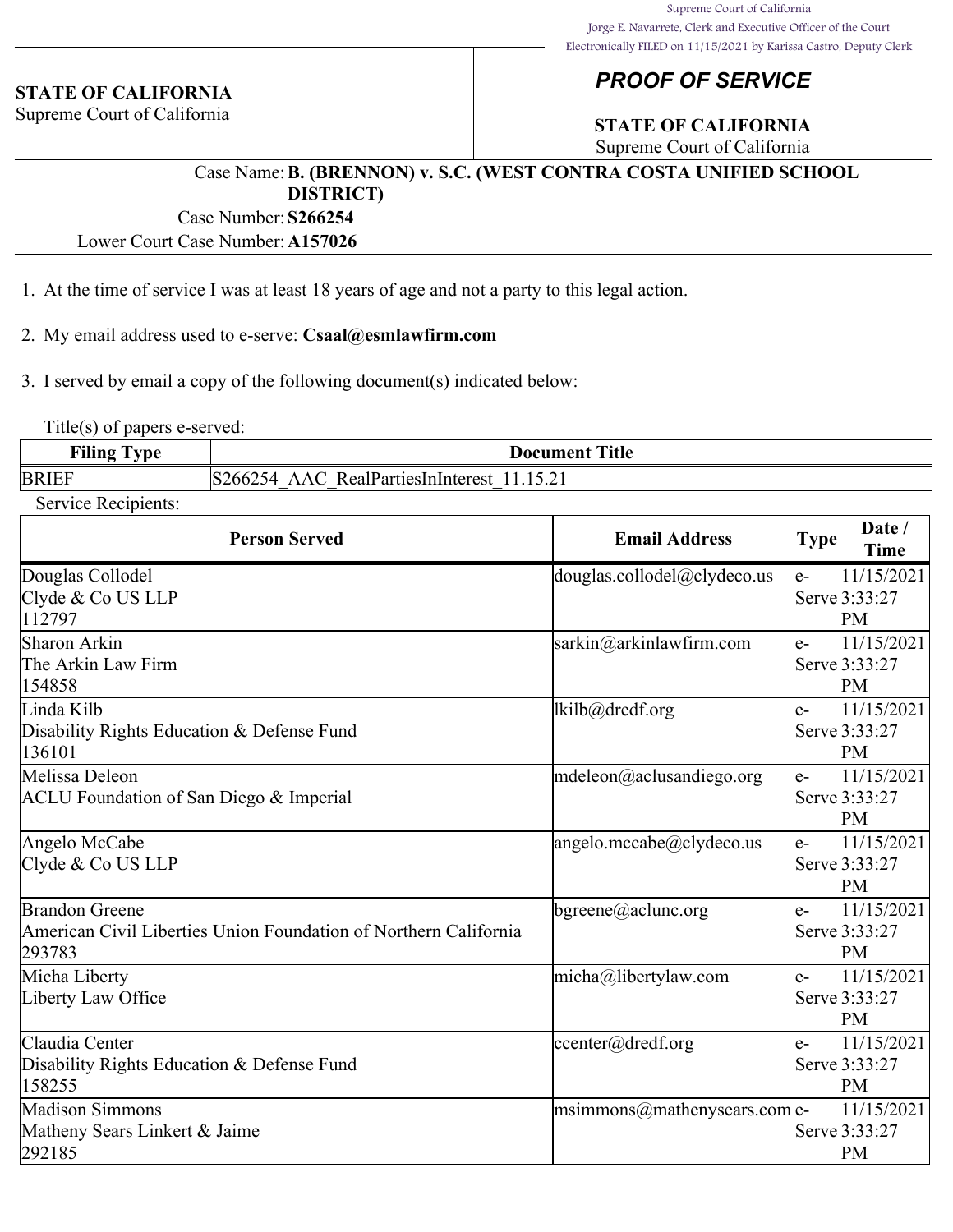Supreme Court of California
Jorge E. Navarrete, Clerk and Executive Officer of the Court
Electronically FILED on 11/15/2021 by Karissa Castro, Deputy Clerk

**STATE OF CALIFORNIA**
Supreme Court of California

***PROOF OF SERVICE***

**STATE OF CALIFORNIA**
Supreme Court of California

Case Name: **B. (BRENNON) v. S.C. (WEST CONTRA COSTA UNIFIED SCHOOL DISTRICT)**
Case Number: **S266254**
Lower Court Case Number: **A157026**

1. At the time of service I was at least 18 years of age and not a party to this legal action.

2. My email address used to e-serve: **Csaal@esmlawfirm.com**

3. I served by email a copy of the following document(s) indicated below:

Title(s) of papers e-served:

| Filing Type | Document Title |
|---|---|
| BRIEF | S266254_AAC_RealPartiesInInterest_11.15.21 |

Service Recipients:

| Person Served | Email Address | Type | Date / Time |
|---|---|---|---|
| Douglas Collodel<br>Clyde & Co US LLP<br>112797 | douglas.collodel@clydeco.us | e-Serve | 11/15/2021 3:33:27 PM |
| Sharon Arkin<br>The Arkin Law Firm<br>154858 | sarkin@arkinlawfirm.com | e-Serve | 11/15/2021 3:33:27 PM |
| Linda Kilb<br>Disability Rights Education & Defense Fund<br>136101 | lkilb@dredf.org | e-Serve | 11/15/2021 3:33:27 PM |
| Melissa Deleon<br>ACLU Foundation of San Diego & Imperial | mdeleon@aclusandiego.org | e-Serve | 11/15/2021 3:33:27 PM |
| Angelo McCabe<br>Clyde & Co US LLP | angelo.mccabe@clydeco.us | e-Serve | 11/15/2021 3:33:27 PM |
| Brandon Greene<br>American Civil Liberties Union Foundation of Northern California<br>293783 | bgreene@aclunc.org | e-Serve | 11/15/2021 3:33:27 PM |
| Micha Liberty<br>Liberty Law Office | micha@libertylaw.com | e-Serve | 11/15/2021 3:33:27 PM |
| Claudia Center<br>Disability Rights Education & Defense Fund<br>158255 | ccenter@dredf.org | e-Serve | 11/15/2021 3:33:27 PM |
| Madison Simmons<br>Matheny Sears Linkert & Jaime<br>292185 | msimmons@mathenysears.com | e-Serve | 11/15/2021 3:33:27 PM |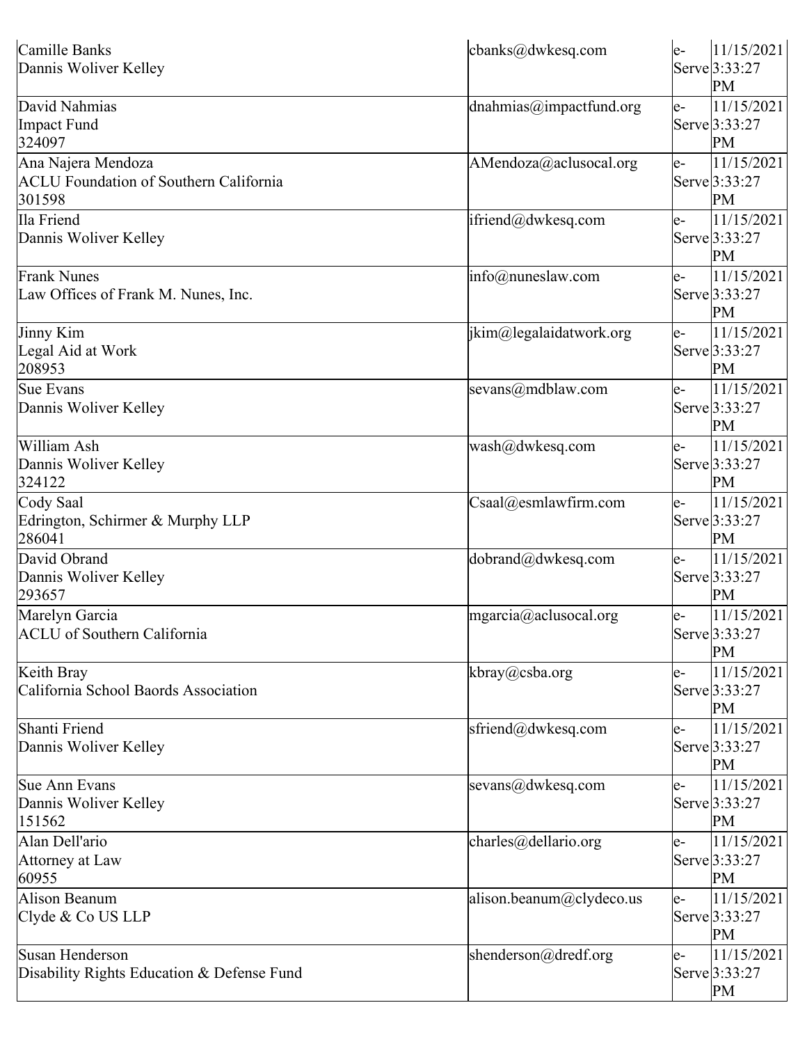| | | | |
|---|---|---|---|
| Camille Banks<br>Dannis Woliver Kelley | cbanks@dwkesq.com | e-Serve | 11/15/2021 3:33:27 PM |
| David Nahmias<br>Impact Fund<br>324097 | dnahmias@impactfund.org | e-Serve | 11/15/2021 3:33:27 PM |
| Ana Najera Mendoza<br>ACLU Foundation of Southern California<br>301598 | AMendoza@aclusocal.org | e-Serve | 11/15/2021 3:33:27 PM |
| Ila Friend<br>Dannis Woliver Kelley | ifriend@dwkesq.com | e-Serve | 11/15/2021 3:33:27 PM |
| Frank Nunes<br>Law Offices of Frank M. Nunes, Inc. | info@nuneslaw.com | e-Serve | 11/15/2021 3:33:27 PM |
| Jinny Kim<br>Legal Aid at Work<br>208953 | jkim@legalaidatwork.org | e-Serve | 11/15/2021 3:33:27 PM |
| Sue Evans<br>Dannis Woliver Kelley | sevans@mdblaw.com | e-Serve | 11/15/2021 3:33:27 PM |
| William Ash<br>Dannis Woliver Kelley<br>324122 | wash@dwkesq.com | e-Serve | 11/15/2021 3:33:27 PM |
| Cody Saal<br>Edrington, Schirmer & Murphy LLP<br>286041 | Csaal@esmlawfirm.com | e-Serve | 11/15/2021 3:33:27 PM |
| David Obrand<br>Dannis Woliver Kelley<br>293657 | dobrand@dwkesq.com | e-Serve | 11/15/2021 3:33:27 PM |
| Marelyn Garcia<br>ACLU of Southern California | mgarcia@aclusocal.org | e-Serve | 11/15/2021 3:33:27 PM |
| Keith Bray<br>California School Baords Association | kbray@csba.org | e-Serve | 11/15/2021 3:33:27 PM |
| Shanti Friend<br>Dannis Woliver Kelley | sfriend@dwkesq.com | e-Serve | 11/15/2021 3:33:27 PM |
| Sue Ann Evans<br>Dannis Woliver Kelley<br>151562 | sevans@dwkesq.com | e-Serve | 11/15/2021 3:33:27 PM |
| Alan Dell'ario<br>Attorney at Law<br>60955 | charles@dellario.org | e-Serve | 11/15/2021 3:33:27 PM |
| Alison Beanum<br>Clyde & Co US LLP | alison.beanum@clydeco.us | e-Serve | 11/15/2021 3:33:27 PM |
| Susan Henderson<br>Disability Rights Education & Defense Fund | shenderson@dredf.org | e-Serve | 11/15/2021 3:33:27 PM |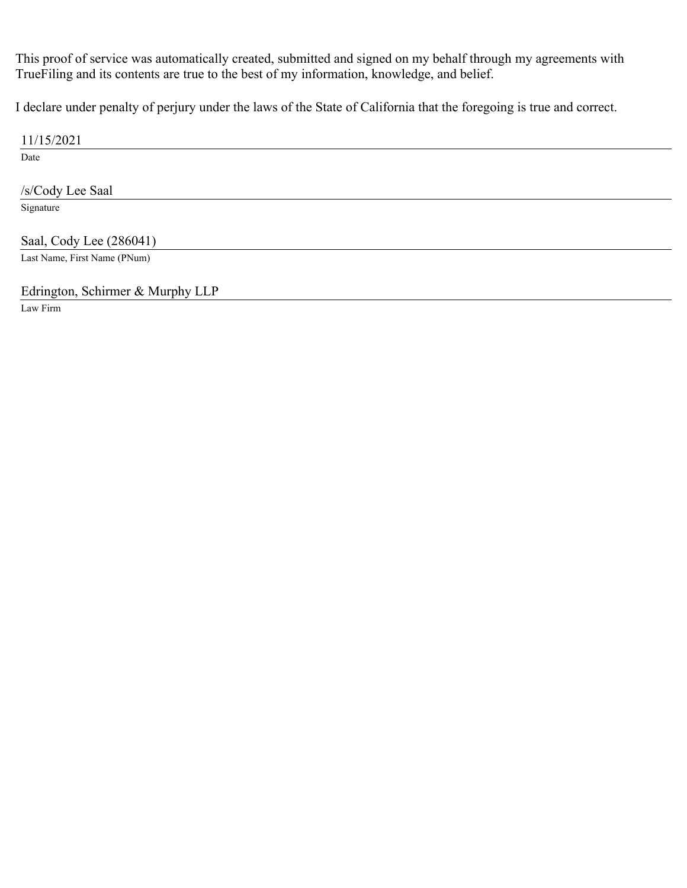This proof of service was automatically created, submitted and signed on my behalf through my agreements with TrueFiling and its contents are true to the best of my information, knowledge, and belief.

I declare under penalty of perjury under the laws of the State of California that the foregoing is true and correct.

11/15/2021
Date

/s/Cody Lee Saal
Signature

Saal, Cody Lee (286041)
Last Name, First Name (PNum)

Edrington, Schirmer & Murphy LLP
Law Firm